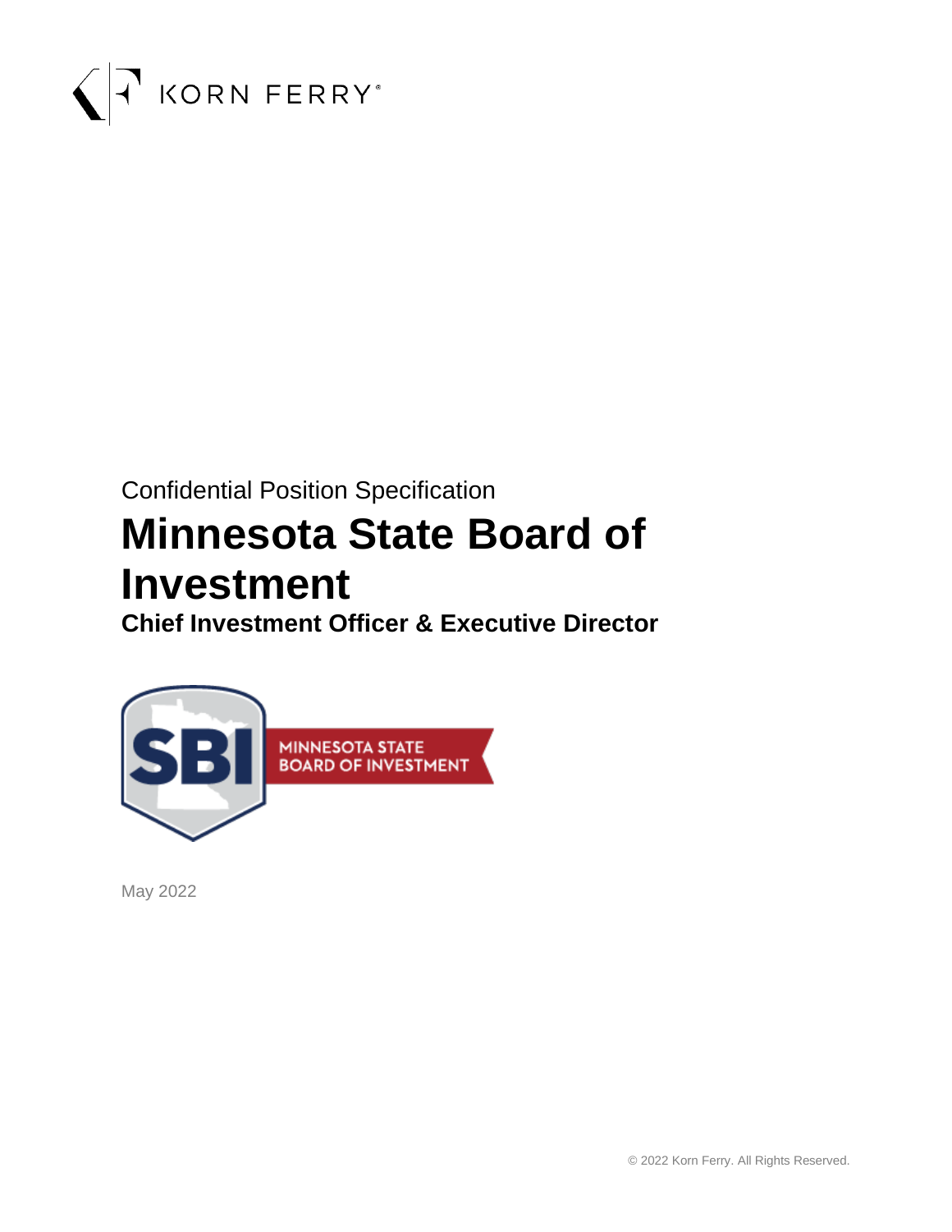KORN FERRY

Confidential Position Specification

# Minnesota State Board of Investment

## Chief Investment Officer & Executive Director

MINNESOTA STATE BOARD OF INVESTMENT

May 2022

© 2022 Korn Ferry. All Rights Reserved.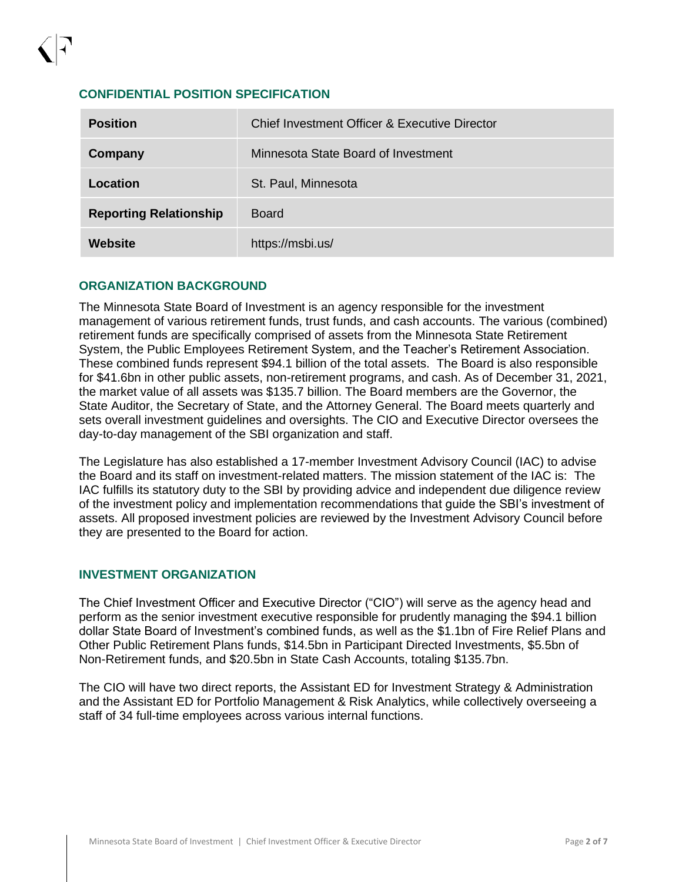## CONFIDENTIAL POSITION SPECIFICATION

| | |
|---|---|
| **Position** | Chief Investment Officer & Executive Director |
| **Company** | Minnesota State Board of Investment |
| **Location** | St. Paul, Minnesota |
| **Reporting Relationship** | Board |
| **Website** | https://msbi.us/ |

## ORGANIZATION BACKGROUND

The Minnesota State Board of Investment is an agency responsible for the investment management of various retirement funds, trust funds, and cash accounts. The various (combined) retirement funds are specifically comprised of assets from the Minnesota State Retirement System, the Public Employees Retirement System, and the Teacher's Retirement Association. These combined funds represent $94.1 billion of the total assets. The Board is also responsible for $41.6bn in other public assets, non-retirement programs, and cash. As of December 31, 2021, the market value of all assets was $135.7 billion. The Board members are the Governor, the State Auditor, the Secretary of State, and the Attorney General. The Board meets quarterly and sets overall investment guidelines and oversights. The CIO and Executive Director oversees the day-to-day management of the SBI organization and staff.

The Legislature has also established a 17-member Investment Advisory Council (IAC) to advise the Board and its staff on investment-related matters. The mission statement of the IAC is: The IAC fulfills its statutory duty to the SBI by providing advice and independent due diligence review of the investment policy and implementation recommendations that guide the SBI's investment of assets. All proposed investment policies are reviewed by the Investment Advisory Council before they are presented to the Board for action.

## INVESTMENT ORGANIZATION

The Chief Investment Officer and Executive Director ("CIO") will serve as the agency head and perform as the senior investment executive responsible for prudently managing the $94.1 billion dollar State Board of Investment's combined funds, as well as the $1.1bn of Fire Relief Plans and Other Public Retirement Plans funds, $14.5bn in Participant Directed Investments, $5.5bn of Non-Retirement funds, and $20.5bn in State Cash Accounts, totaling $135.7bn.

The CIO will have two direct reports, the Assistant ED for Investment Strategy & Administration and the Assistant ED for Portfolio Management & Risk Analytics, while collectively overseeing a staff of 34 full-time employees across various internal functions.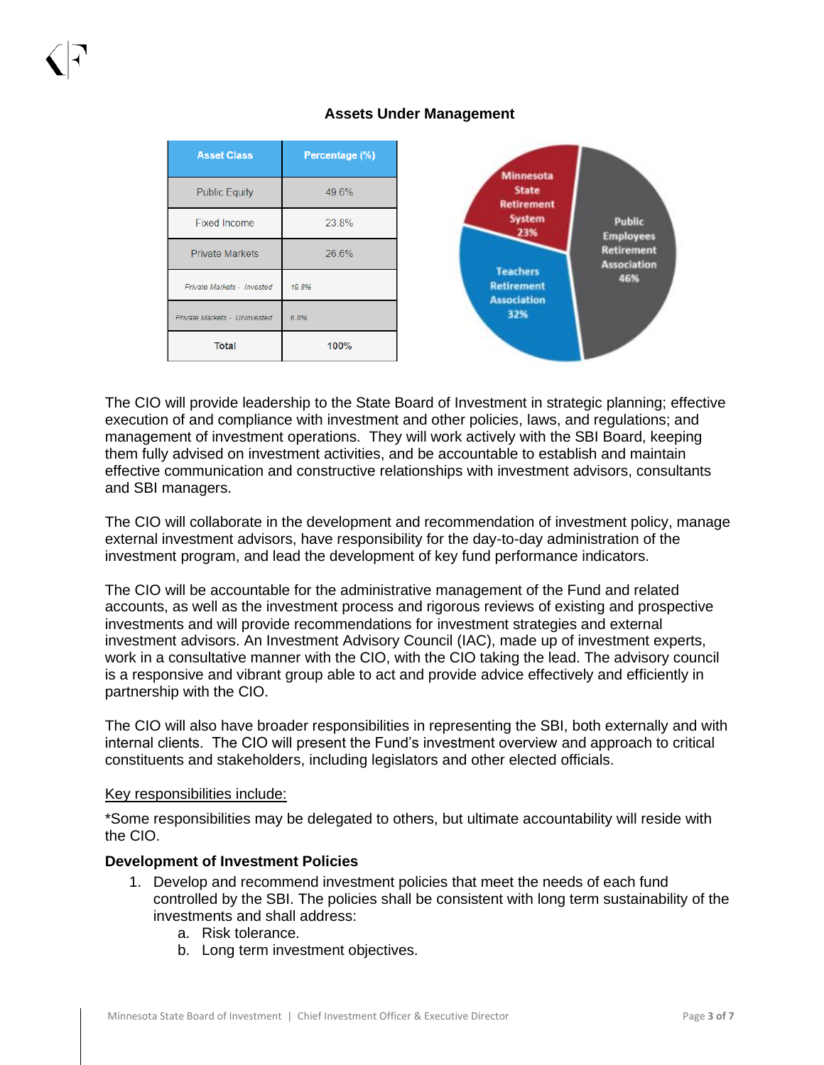### Assets Under Management

| Asset Class | Percentage (%) |
| --- | --- |
| Public Equity | 49.6% |
| Fixed Income | 23.8% |
| Private Markets | 26.6% |
| *Private Markets - Invested* | *19.8%* |
| *Private Markets - Uninvested* | *6.8%* |
| **Total** | **100%** |

Minnesota State Retirement System 23%

Teachers Retirement Association 32%

Public Employees Retirement Association 46%

The CIO will provide leadership to the State Board of Investment in strategic planning; effective execution of and compliance with investment and other policies, laws, and regulations; and management of investment operations. They will work actively with the SBI Board, keeping them fully advised on investment activities, and be accountable to establish and maintain effective communication and constructive relationships with investment advisors, consultants and SBI managers.

The CIO will collaborate in the development and recommendation of investment policy, manage external investment advisors, have responsibility for the day-to-day administration of the investment program, and lead the development of key fund performance indicators.

The CIO will be accountable for the administrative management of the Fund and related accounts, as well as the investment process and rigorous reviews of existing and prospective investments and will provide recommendations for investment strategies and external investment advisors. An Investment Advisory Council (IAC), made up of investment experts, work in a consultative manner with the CIO, with the CIO taking the lead. The advisory council is a responsive and vibrant group able to act and provide advice effectively and efficiently in partnership with the CIO.

The CIO will also have broader responsibilities in representing the SBI, both externally and with internal clients. The CIO will present the Fund's investment overview and approach to critical constituents and stakeholders, including legislators and other elected officials.

Key responsibilities include:

*Some responsibilities may be delegated to others, but ultimate accountability will reside with the CIO.

**Development of Investment Policies**

1. Develop and recommend investment policies that meet the needs of each fund controlled by the SBI. The policies shall be consistent with long term sustainability of the investments and shall address:
   a. Risk tolerance.
   b. Long term investment objectives.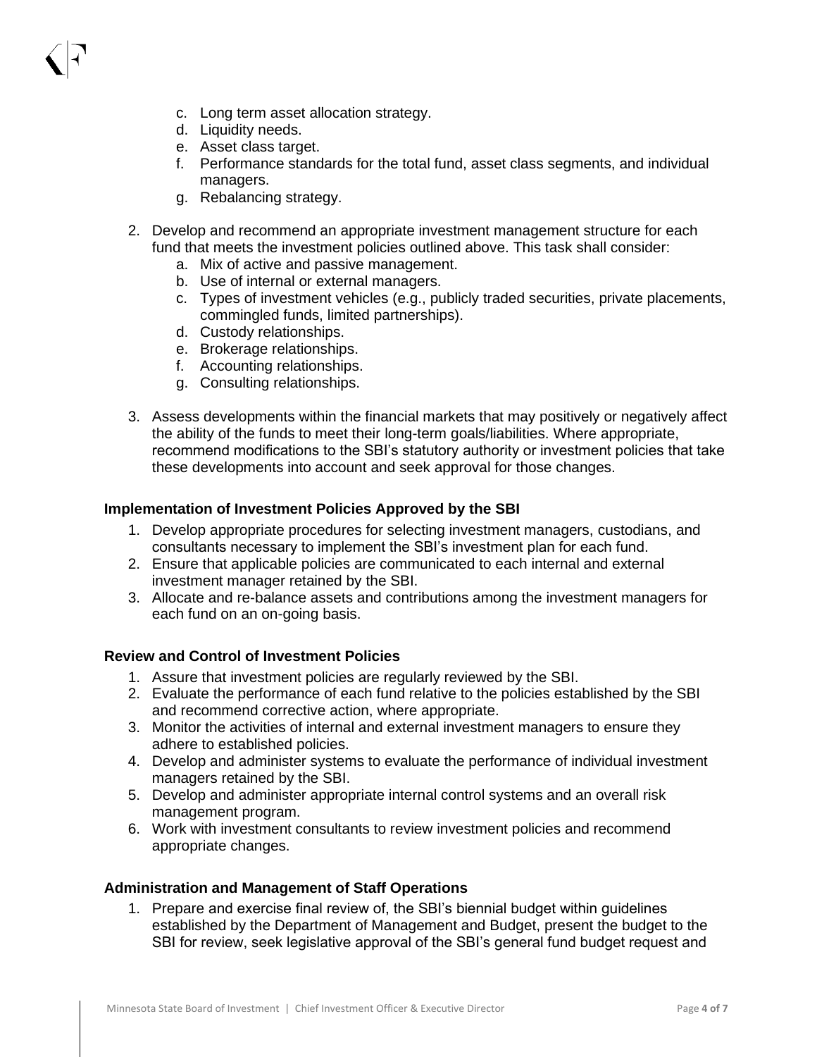c. Long term asset allocation strategy.
d. Liquidity needs.
e. Asset class target.
f. Performance standards for the total fund, asset class segments, and individual managers.
g. Rebalancing strategy.

2. Develop and recommend an appropriate investment management structure for each fund that meets the investment policies outlined above. This task shall consider:
   a. Mix of active and passive management.
   b. Use of internal or external managers.
   c. Types of investment vehicles (e.g., publicly traded securities, private placements, commingled funds, limited partnerships).
   d. Custody relationships.
   e. Brokerage relationships.
   f. Accounting relationships.
   g. Consulting relationships.

3. Assess developments within the financial markets that may positively or negatively affect the ability of the funds to meet their long-term goals/liabilities. Where appropriate, recommend modifications to the SBI's statutory authority or investment policies that take these developments into account and seek approval for those changes.

**Implementation of Investment Policies Approved by the SBI**

1. Develop appropriate procedures for selecting investment managers, custodians, and consultants necessary to implement the SBI's investment plan for each fund.
2. Ensure that applicable policies are communicated to each internal and external investment manager retained by the SBI.
3. Allocate and re-balance assets and contributions among the investment managers for each fund on an on-going basis.

**Review and Control of Investment Policies**

1. Assure that investment policies are regularly reviewed by the SBI.
2. Evaluate the performance of each fund relative to the policies established by the SBI and recommend corrective action, where appropriate.
3. Monitor the activities of internal and external investment managers to ensure they adhere to established policies.
4. Develop and administer systems to evaluate the performance of individual investment managers retained by the SBI.
5. Develop and administer appropriate internal control systems and an overall risk management program.
6. Work with investment consultants to review investment policies and recommend appropriate changes.

**Administration and Management of Staff Operations**

1. Prepare and exercise final review of, the SBI's biennial budget within guidelines established by the Department of Management and Budget, present the budget to the SBI for review, seek legislative approval of the SBI's general fund budget request and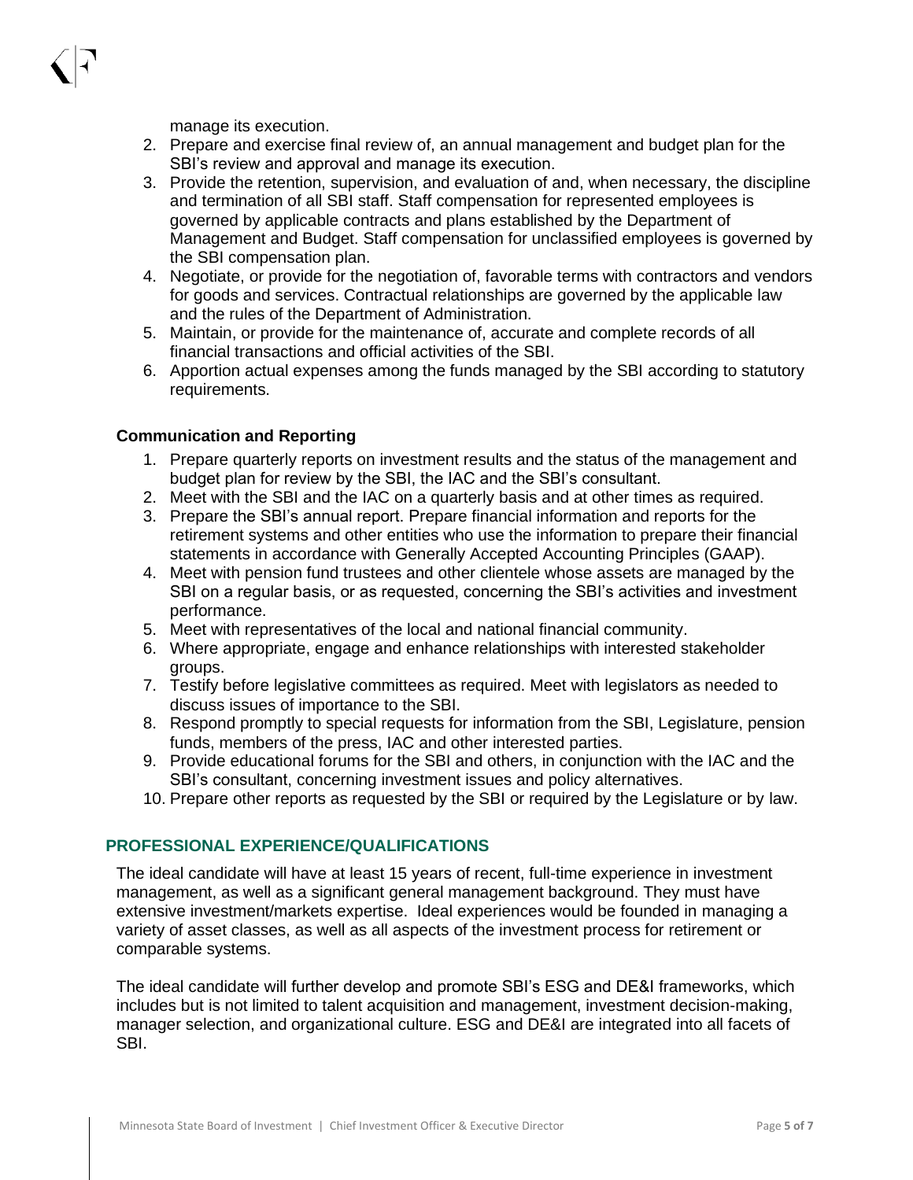manage its execution.

2. Prepare and exercise final review of, an annual management and budget plan for the SBI's review and approval and manage its execution.
3. Provide the retention, supervision, and evaluation of and, when necessary, the discipline and termination of all SBI staff. Staff compensation for represented employees is governed by applicable contracts and plans established by the Department of Management and Budget. Staff compensation for unclassified employees is governed by the SBI compensation plan.
4. Negotiate, or provide for the negotiation of, favorable terms with contractors and vendors for goods and services. Contractual relationships are governed by the applicable law and the rules of the Department of Administration.
5. Maintain, or provide for the maintenance of, accurate and complete records of all financial transactions and official activities of the SBI.
6. Apportion actual expenses among the funds managed by the SBI according to statutory requirements.

**Communication and Reporting**

1. Prepare quarterly reports on investment results and the status of the management and budget plan for review by the SBI, the IAC and the SBI's consultant.
2. Meet with the SBI and the IAC on a quarterly basis and at other times as required.
3. Prepare the SBI's annual report. Prepare financial information and reports for the retirement systems and other entities who use the information to prepare their financial statements in accordance with Generally Accepted Accounting Principles (GAAP).
4. Meet with pension fund trustees and other clientele whose assets are managed by the SBI on a regular basis, or as requested, concerning the SBI's activities and investment performance.
5. Meet with representatives of the local and national financial community.
6. Where appropriate, engage and enhance relationships with interested stakeholder groups.
7. Testify before legislative committees as required. Meet with legislators as needed to discuss issues of importance to the SBI.
8. Respond promptly to special requests for information from the SBI, Legislature, pension funds, members of the press, IAC and other interested parties.
9. Provide educational forums for the SBI and others, in conjunction with the IAC and the SBI's consultant, concerning investment issues and policy alternatives.
10. Prepare other reports as requested by the SBI or required by the Legislature or by law.

## PROFESSIONAL EXPERIENCE/QUALIFICATIONS

The ideal candidate will have at least 15 years of recent, full-time experience in investment management, as well as a significant general management background. They must have extensive investment/markets expertise. Ideal experiences would be founded in managing a variety of asset classes, as well as all aspects of the investment process for retirement or comparable systems.

The ideal candidate will further develop and promote SBI's ESG and DE&I frameworks, which includes but is not limited to talent acquisition and management, investment decision-making, manager selection, and organizational culture. ESG and DE&I are integrated into all facets of SBI.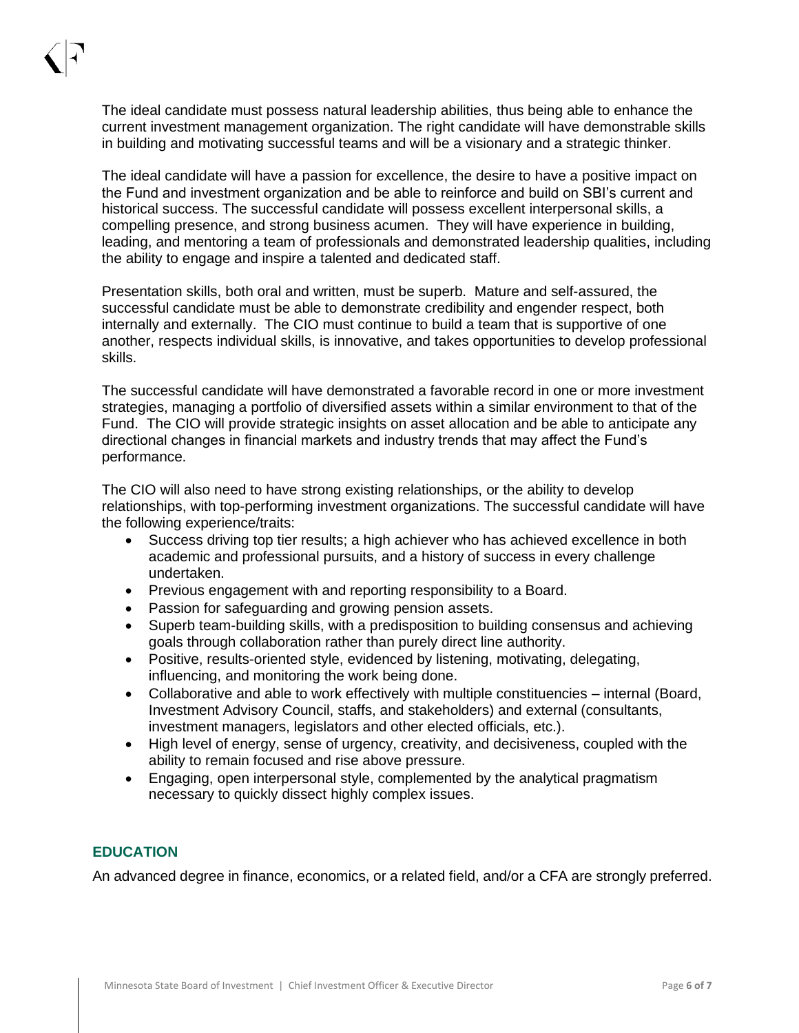The ideal candidate must possess natural leadership abilities, thus being able to enhance the current investment management organization. The right candidate will have demonstrable skills in building and motivating successful teams and will be a visionary and a strategic thinker.

The ideal candidate will have a passion for excellence, the desire to have a positive impact on the Fund and investment organization and be able to reinforce and build on SBI's current and historical success. The successful candidate will possess excellent interpersonal skills, a compelling presence, and strong business acumen. They will have experience in building, leading, and mentoring a team of professionals and demonstrated leadership qualities, including the ability to engage and inspire a talented and dedicated staff.

Presentation skills, both oral and written, must be superb. Mature and self-assured, the successful candidate must be able to demonstrate credibility and engender respect, both internally and externally. The CIO must continue to build a team that is supportive of one another, respects individual skills, is innovative, and takes opportunities to develop professional skills.

The successful candidate will have demonstrated a favorable record in one or more investment strategies, managing a portfolio of diversified assets within a similar environment to that of the Fund. The CIO will provide strategic insights on asset allocation and be able to anticipate any directional changes in financial markets and industry trends that may affect the Fund's performance.

The CIO will also need to have strong existing relationships, or the ability to develop relationships, with top-performing investment organizations. The successful candidate will have the following experience/traits:

- Success driving top tier results; a high achiever who has achieved excellence in both academic and professional pursuits, and a history of success in every challenge undertaken.
- Previous engagement with and reporting responsibility to a Board.
- Passion for safeguarding and growing pension assets.
- Superb team-building skills, with a predisposition to building consensus and achieving goals through collaboration rather than purely direct line authority.
- Positive, results-oriented style, evidenced by listening, motivating, delegating, influencing, and monitoring the work being done.
- Collaborative and able to work effectively with multiple constituencies – internal (Board, Investment Advisory Council, staffs, and stakeholders) and external (consultants, investment managers, legislators and other elected officials, etc.).
- High level of energy, sense of urgency, creativity, and decisiveness, coupled with the ability to remain focused and rise above pressure.
- Engaging, open interpersonal style, complemented by the analytical pragmatism necessary to quickly dissect highly complex issues.

## EDUCATION

An advanced degree in finance, economics, or a related field, and/or a CFA are strongly preferred.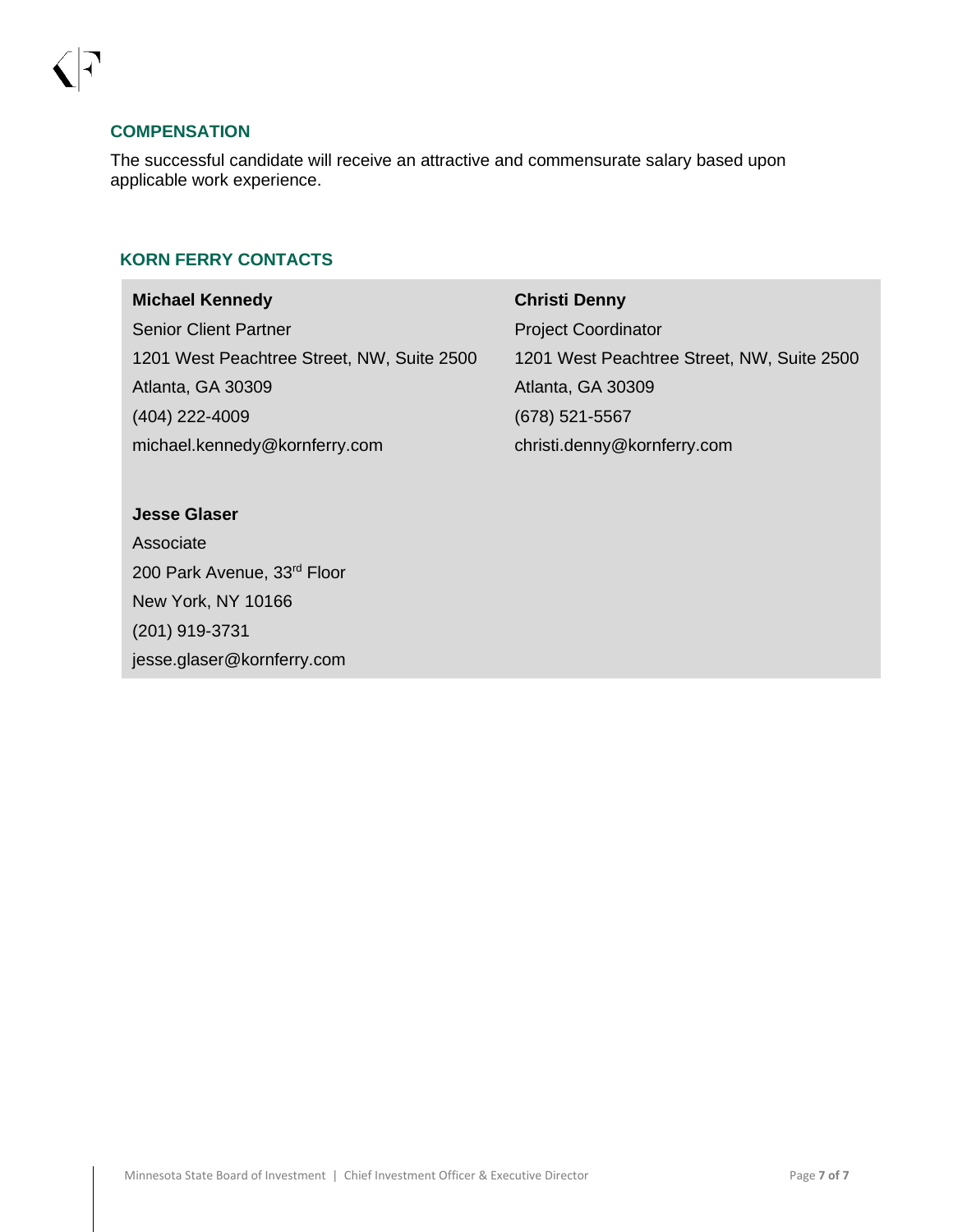## COMPENSATION

The successful candidate will receive an attractive and commensurate salary based upon applicable work experience.

## KORN FERRY CONTACTS

**Michael Kennedy**
Senior Client Partner
1201 West Peachtree Street, NW, Suite 2500
Atlanta, GA 30309
(404) 222-4009
michael.kennedy@kornferry.com

**Christi Denny**
Project Coordinator
1201 West Peachtree Street, NW, Suite 2500
Atlanta, GA 30309
(678) 521-5567
christi.denny@kornferry.com

**Jesse Glaser**
Associate
200 Park Avenue, 33rd Floor
New York, NY 10166
(201) 919-3731
jesse.glaser@kornferry.com